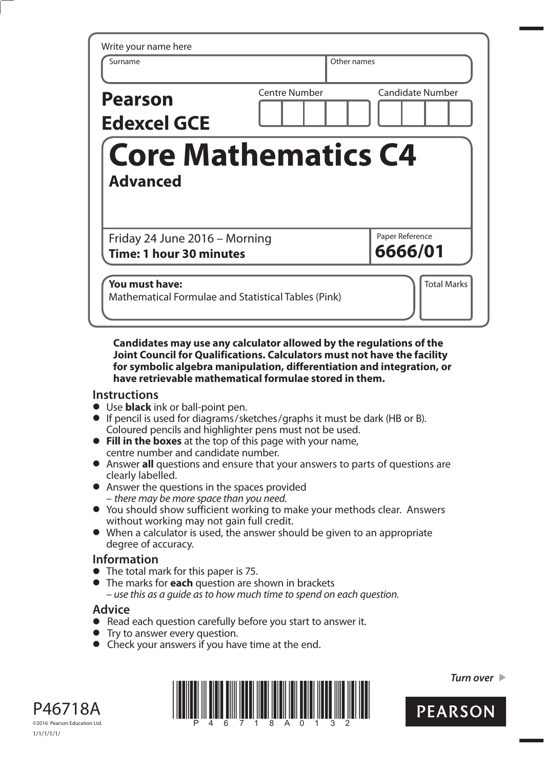Write your name here

| Surname | Other names |
|---|---|
| | |

**Pearson Edexcel GCE**

| Centre Number | Candidate Number |
|---|---|
| | |

# Core Mathematics C4

## Advanced

Friday 24 June 2016 – Morning
**Time: 1 hour 30 minutes**

Paper Reference
**6666/01**

**You must have:**
Mathematical Formulae and Statistical Tables (Pink)

Total Marks

**Candidates may use any calculator allowed by the regulations of the Joint Council for Qualifications. Calculators must not have the facility for symbolic algebra manipulation, differentiation and integration, or have retrievable mathematical formulae stored in them.**

## Instructions

- Use **black** ink or ball-point pen.
- If pencil is used for diagrams/sketches/graphs it must be dark (HB or B). Coloured pencils and highlighter pens must not be used.
- **Fill in the boxes** at the top of this page with your name, centre number and candidate number.
- Answer **all** questions and ensure that your answers to parts of questions are clearly labelled.
- Answer the questions in the spaces provided – *there may be more space than you need.*
- You should show sufficient working to make your methods clear. Answers without working may not gain full credit.
- When a calculator is used, the answer should be given to an appropriate degree of accuracy.

## Information

- The total mark for this paper is 75.
- The marks for **each** question are shown in brackets – *use this as a guide as to how much time to spend on each question.*

## Advice

- Read each question carefully before you start to answer it.
- Try to answer every question.
- Check your answers if you have time at the end.

*Turn over* ▶

P46718A
©2016 Pearson Education Ltd.
1/1/1/1/1/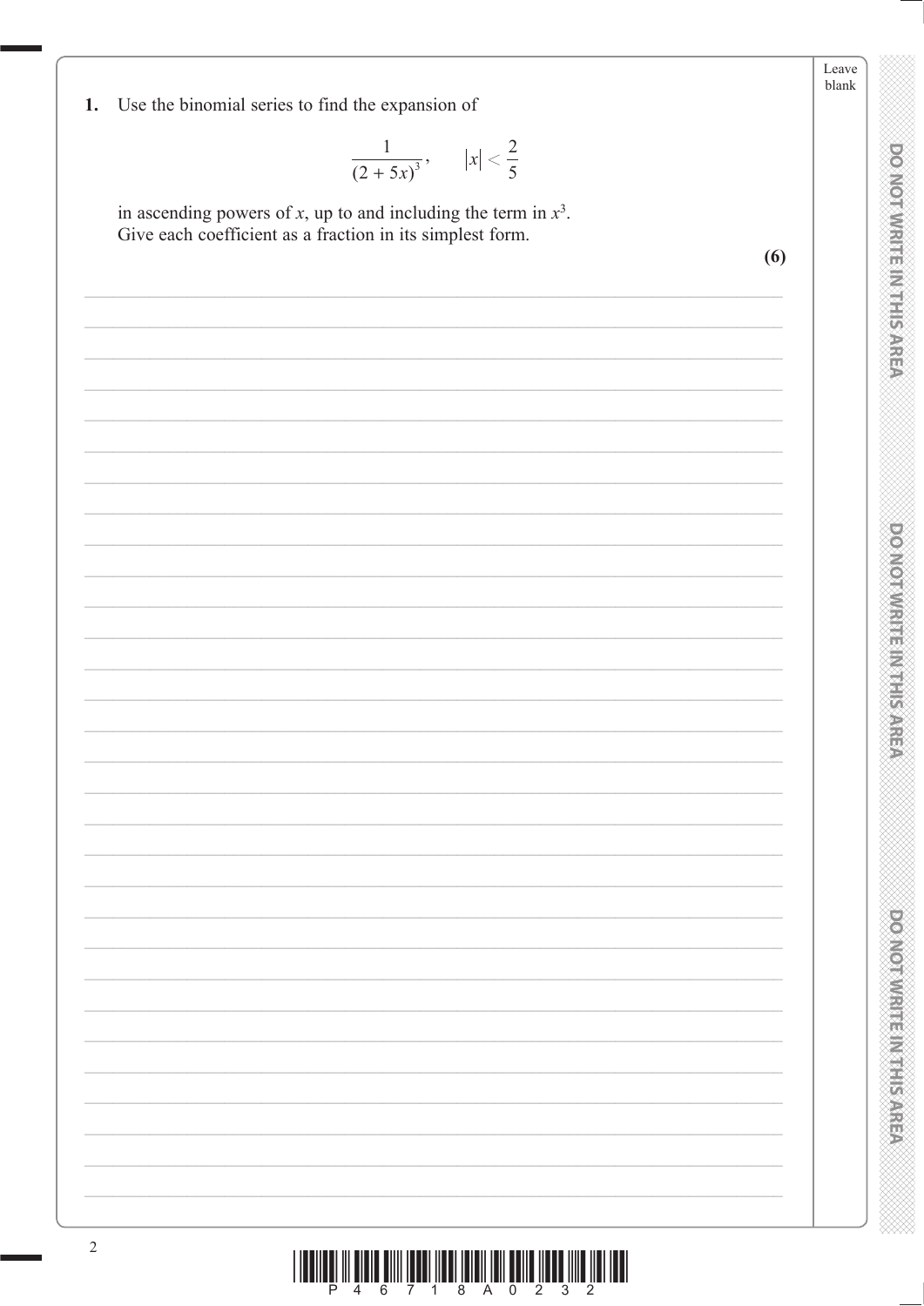1. Use the binomial series to find the expansion of

$$\frac{1}{(2+5x)^3}, \qquad |x| < \frac{2}{5}$$

in ascending powers of $x$, up to and including the term in $x^3$.
Give each coefficient as a fraction in its simplest form.

**(6)**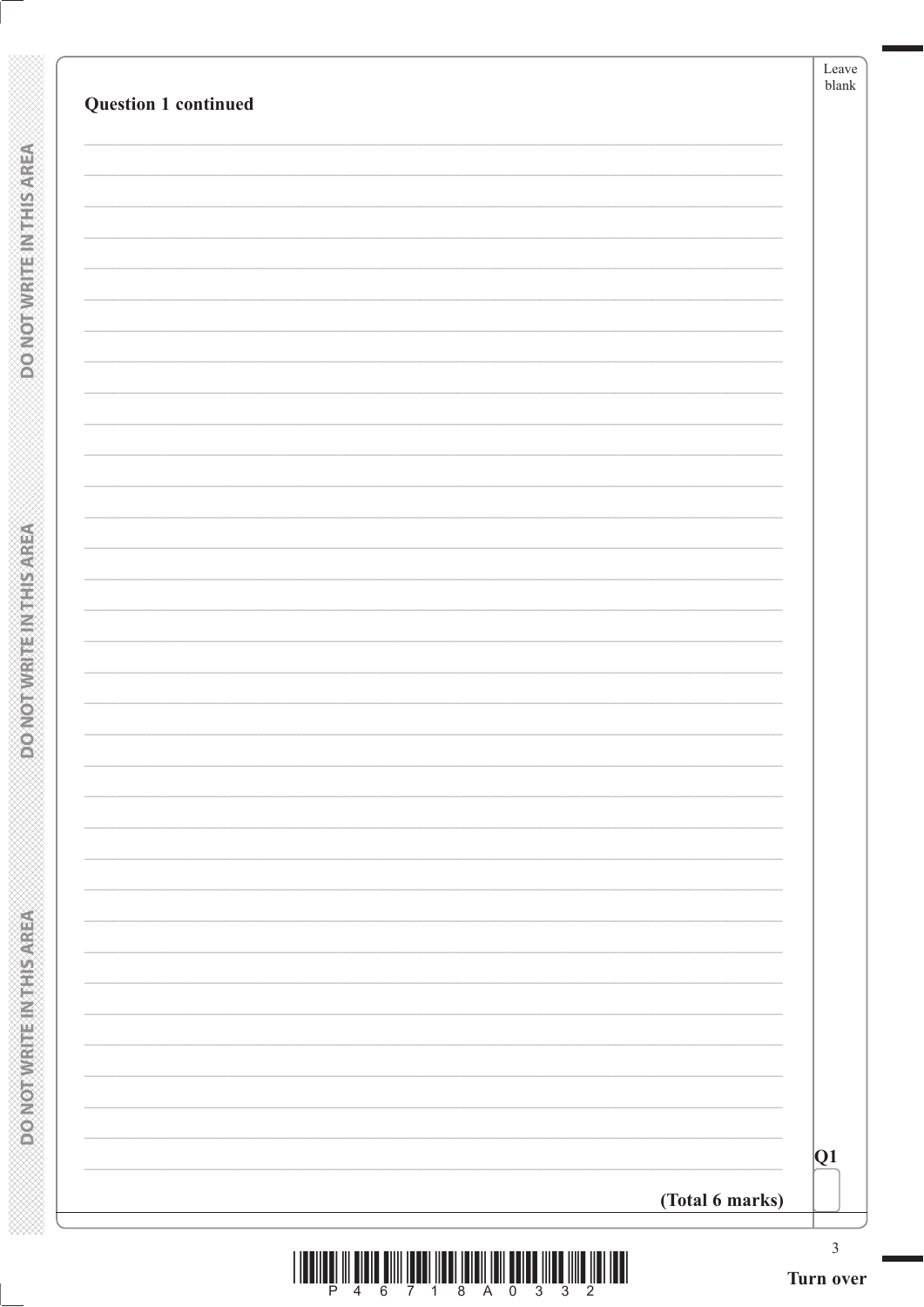**Question 1 continued**

**(Total 6 marks)**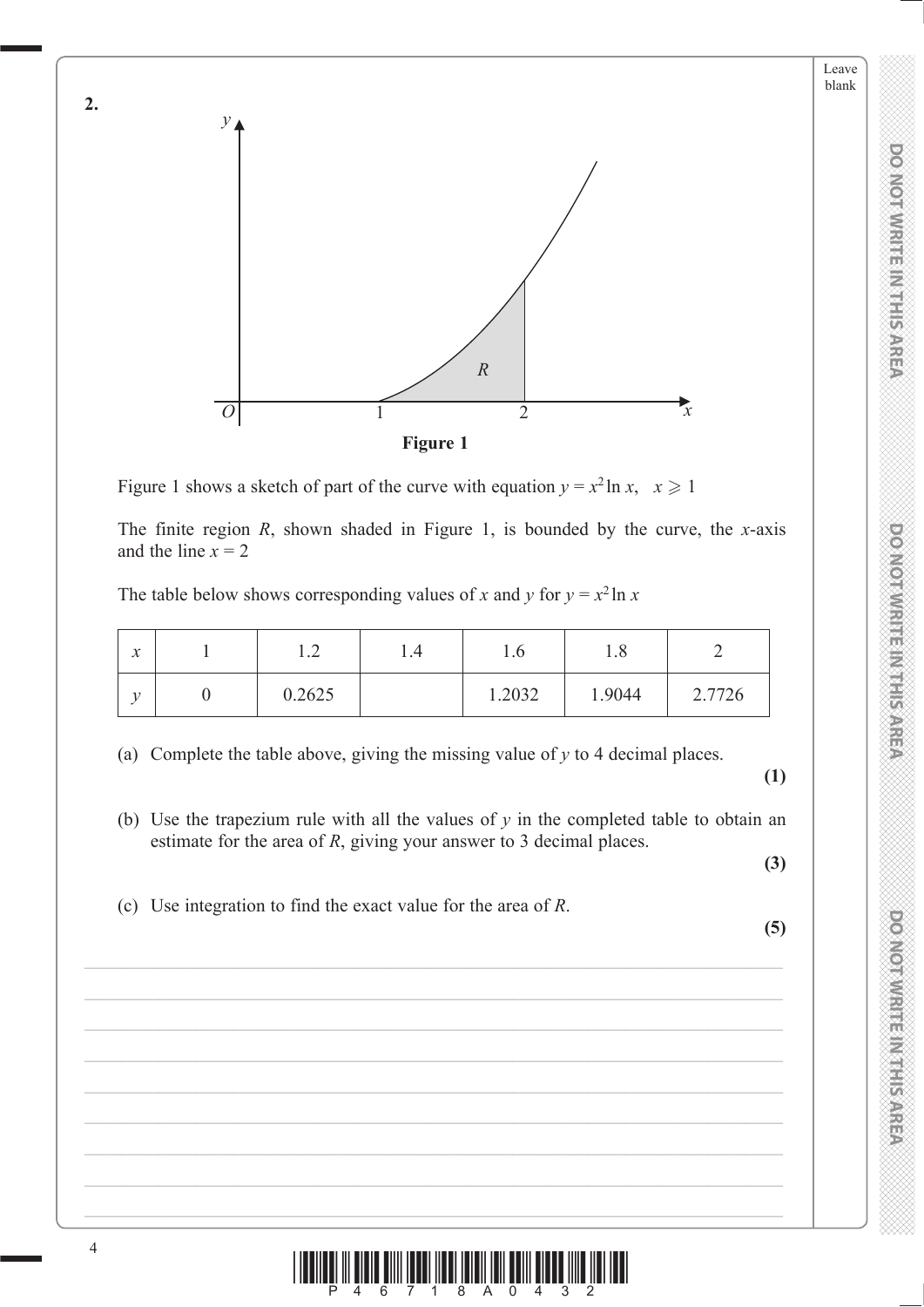**2.**

**Figure 1**

Figure 1 shows a sketch of part of the curve with equation $y = x^2 \ln x, \quad x \geqslant 1$

The finite region $R$, shown shaded in Figure 1, is bounded by the curve, the $x$-axis and the line $x = 2$

The table below shows corresponding values of $x$ and $y$ for $y = x^2 \ln x$

| $x$ | 1 | 1.2 | 1.4 | 1.6 | 1.8 | 2 |
|---|---|---|---|---|---|---|
| $y$ | 0 | 0.2625 | | 1.2032 | 1.9044 | 2.7726 |

(a) Complete the table above, giving the missing value of $y$ to 4 decimal places.

**(1)**

(b) Use the trapezium rule with all the values of $y$ in the completed table to obtain an estimate for the area of $R$, giving your answer to 3 decimal places.

**(3)**

(c) Use integration to find the exact value for the area of $R$.

**(5)**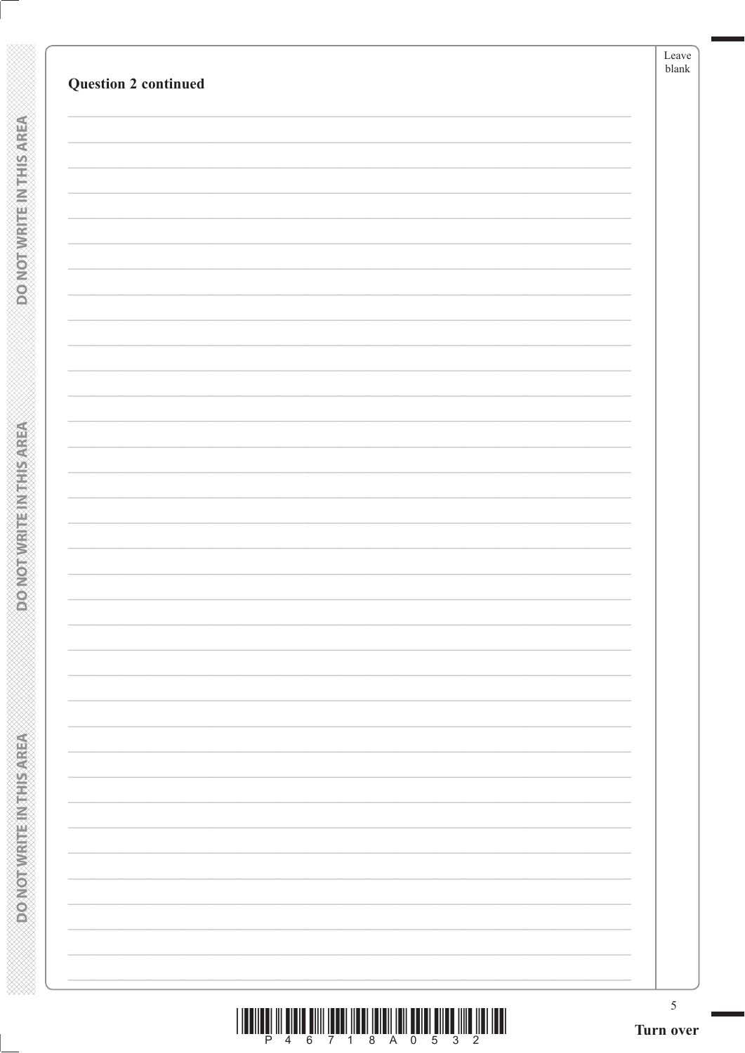**Question 2 continued**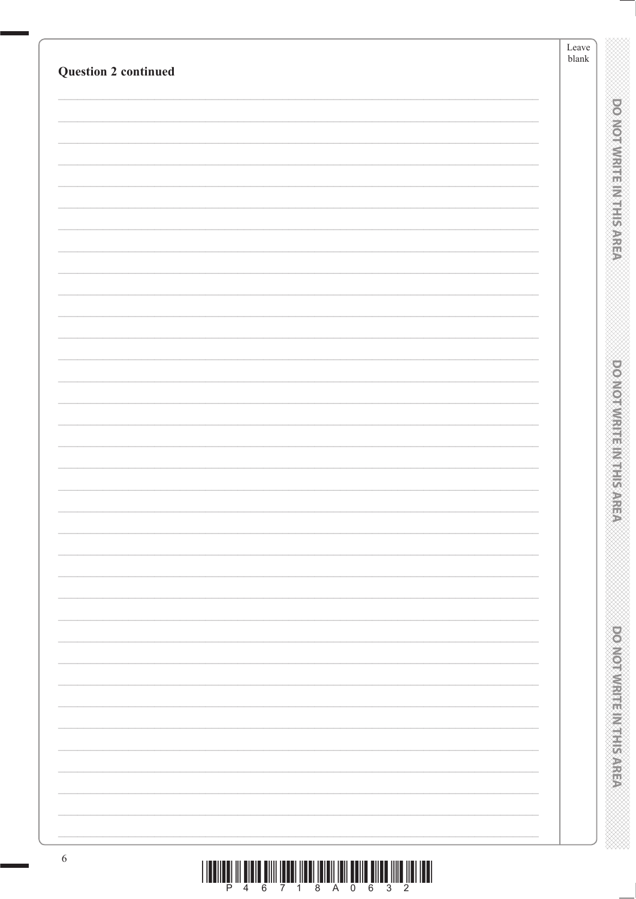**Question 2 continued**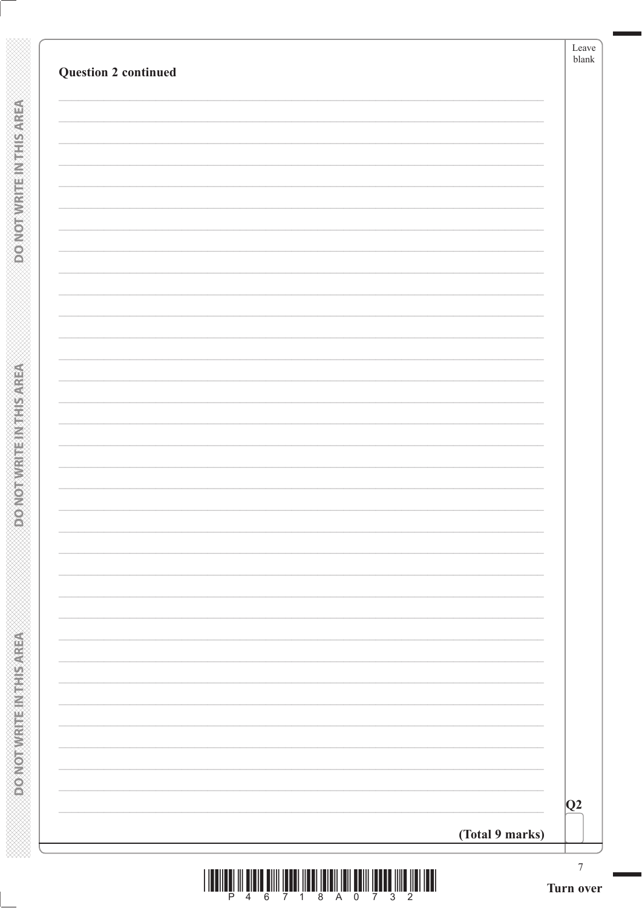**Question 2 continued**

Q2

**(Total 9 marks)**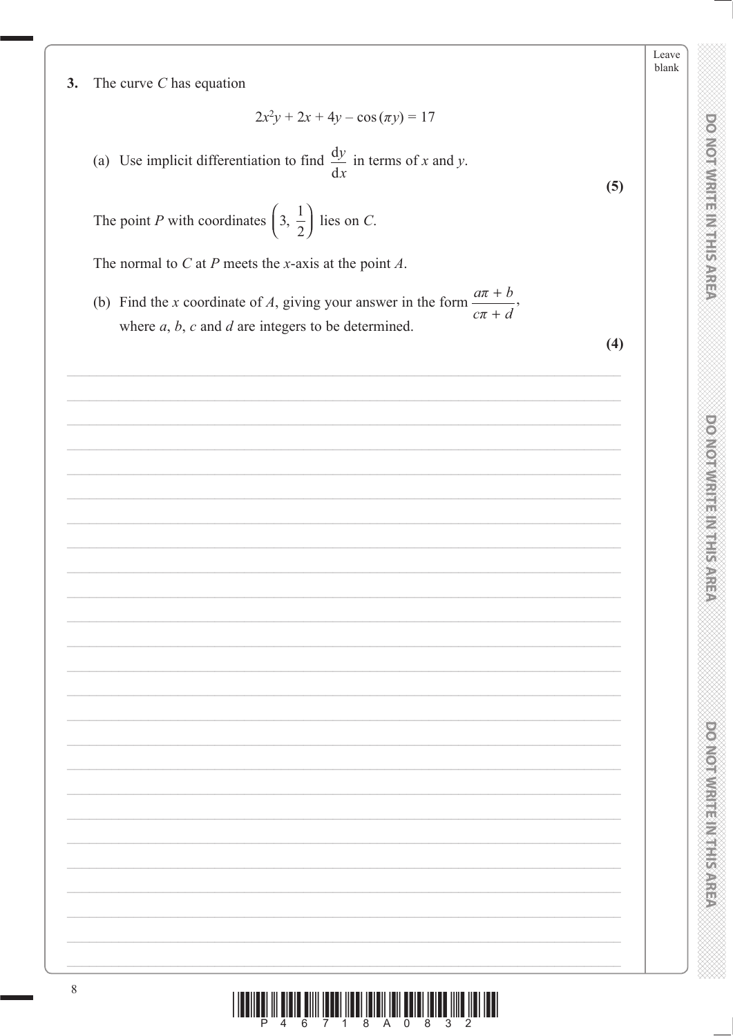**3.** The curve $C$ has equation

$$2x^2y + 2x + 4y - \cos(\pi y) = 17$$

(a) Use implicit differentiation to find $\dfrac{\mathrm{d}y}{\mathrm{d}x}$ in terms of $x$ and $y$.

**(5)**

The point $P$ with coordinates $\left(3, \dfrac{1}{2}\right)$ lies on $C$.

The normal to $C$ at $P$ meets the $x$-axis at the point $A$.

(b) Find the $x$ coordinate of $A$, giving your answer in the form $\dfrac{a\pi + b}{c\pi + d}$, where $a$, $b$, $c$ and $d$ are integers to be determined.

**(4)**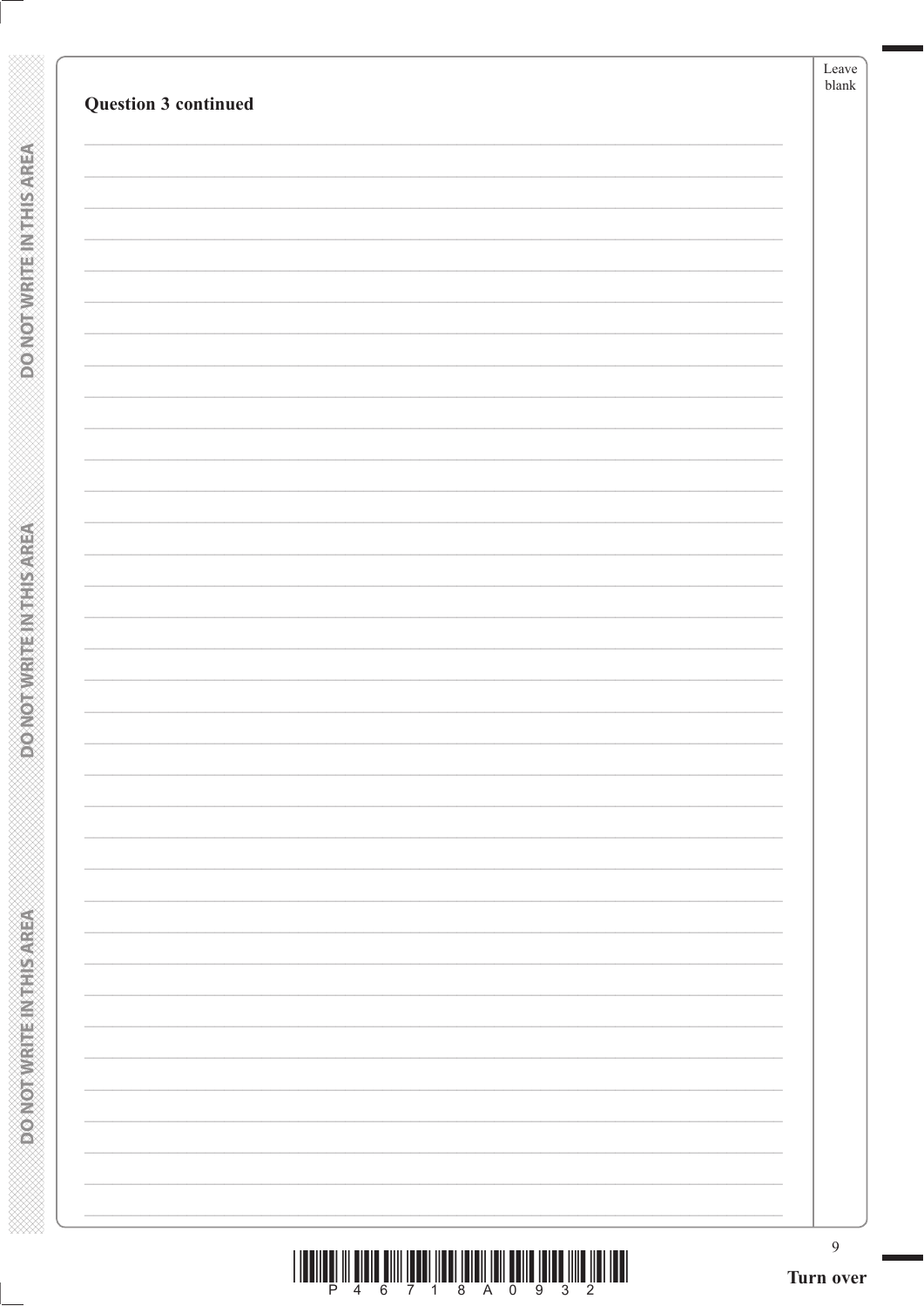**Question 3 continued**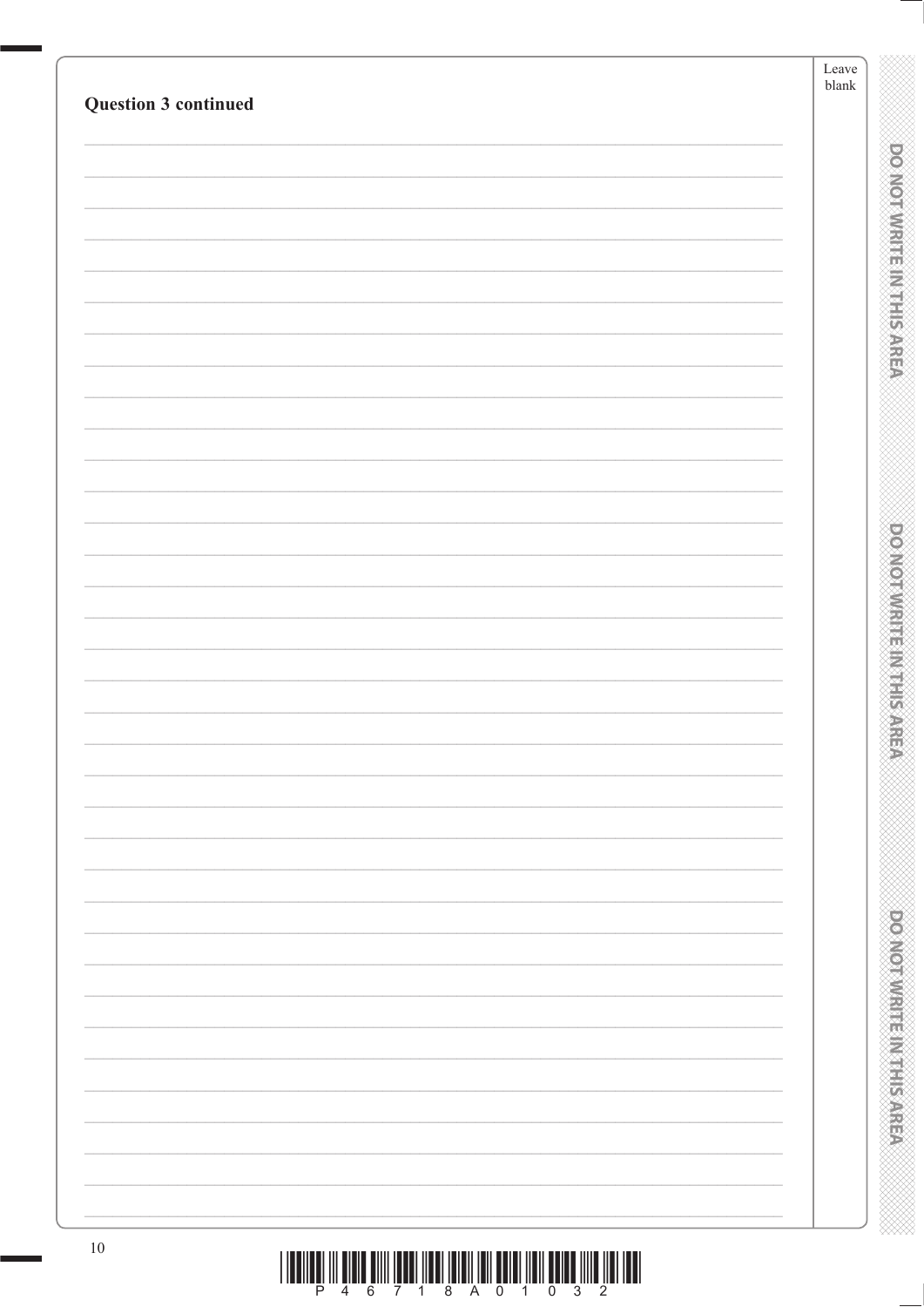**Question 3 continued**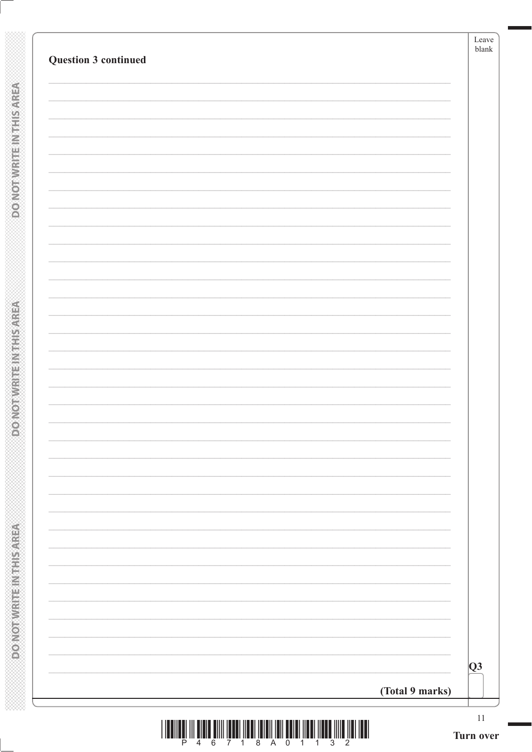**Question 3 continued**

**(Total 9 marks)**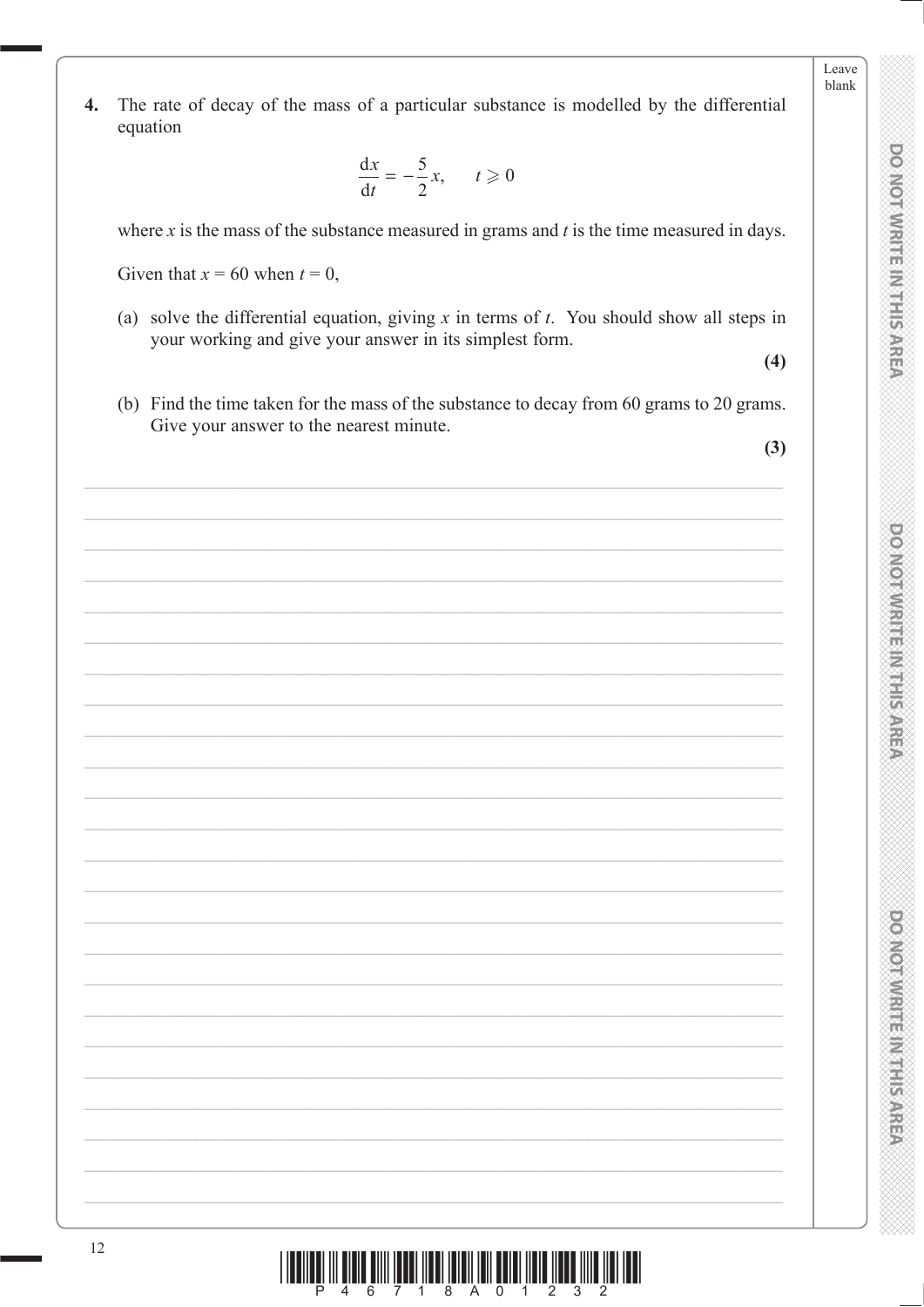**4.** The rate of decay of the mass of a particular substance is modelled by the differential equation

$$\frac{dx}{dt} = -\frac{5}{2}x, \qquad t \geqslant 0$$

where $x$ is the mass of the substance measured in grams and $t$ is the time measured in days.

Given that $x = 60$ when $t = 0$,

(a) solve the differential equation, giving $x$ in terms of $t$. You should show all steps in your working and give your answer in its simplest form.

**(4)**

(b) Find the time taken for the mass of the substance to decay from 60 grams to 20 grams. Give your answer to the nearest minute.

**(3)**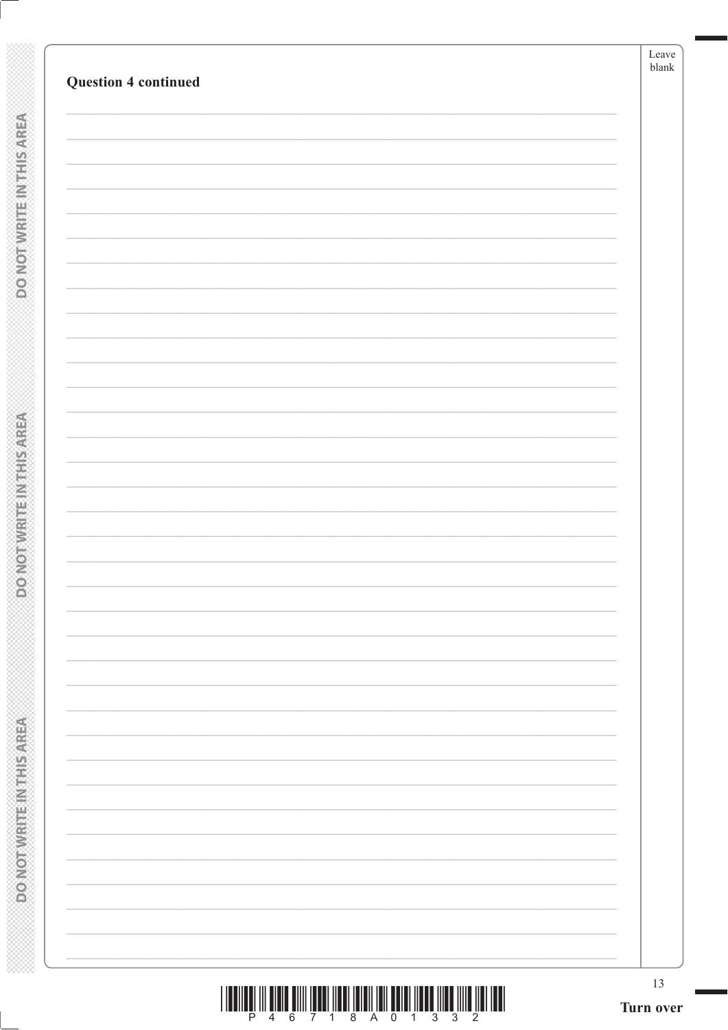**Question 4 continued**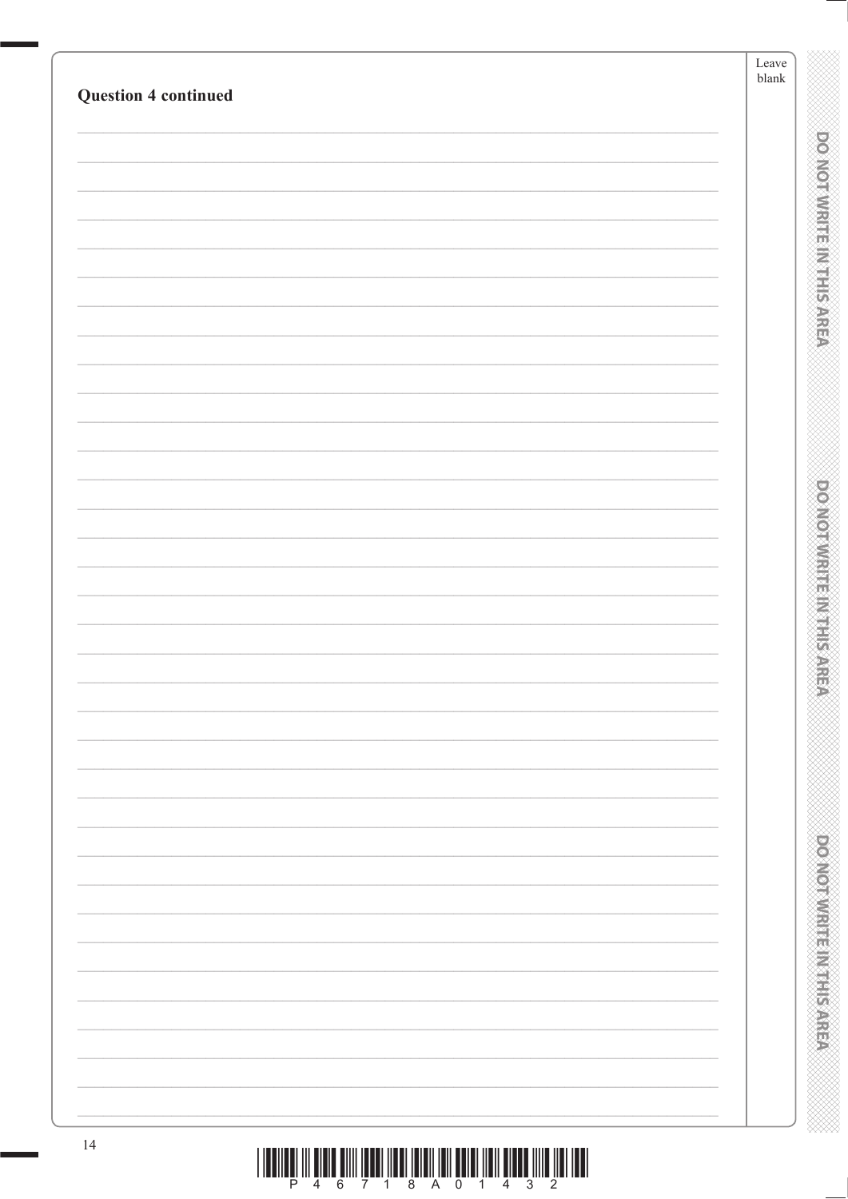**Question 4 continued**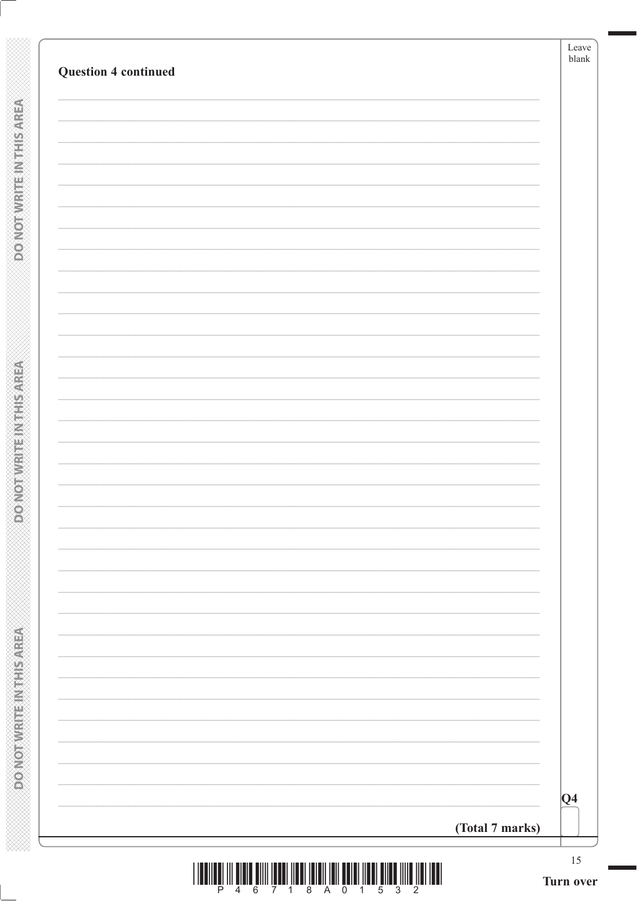**Question 4 continued**

**(Total 7 marks)**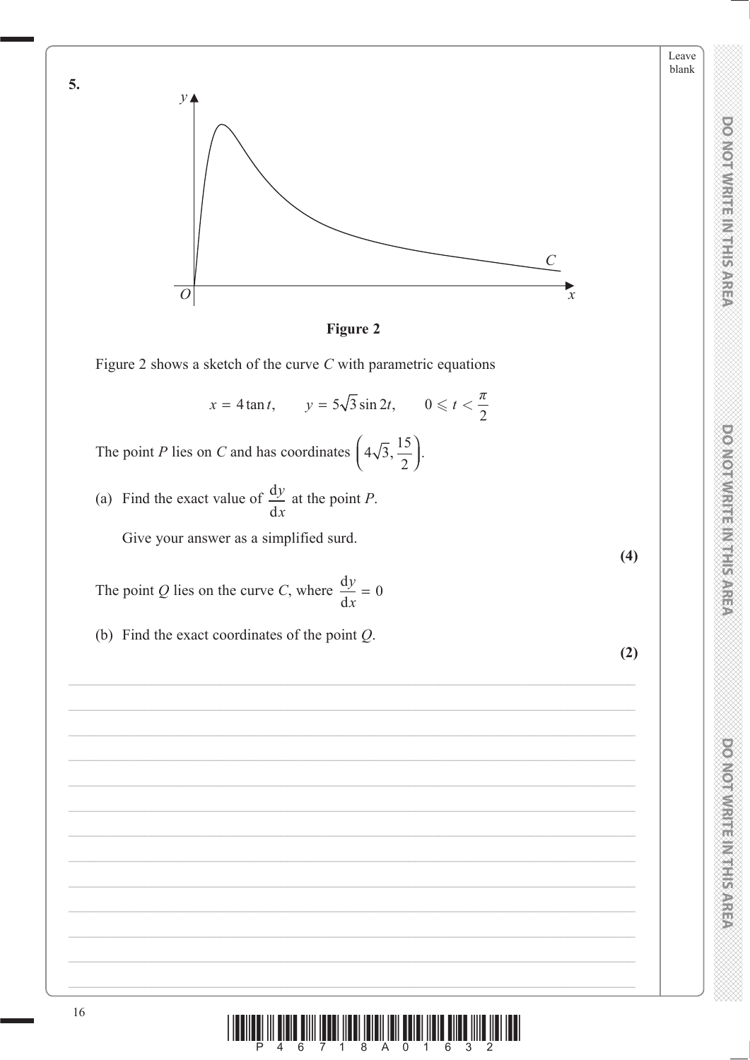**5.**

**Figure 2**

Figure 2 shows a sketch of the curve $C$ with parametric equations

$$x = 4\tan t, \qquad y = 5\sqrt{3}\sin 2t, \qquad 0 \leqslant t < \frac{\pi}{2}$$

The point $P$ lies on $C$ and has coordinates $\left(4\sqrt{3}, \frac{15}{2}\right)$.

(a) Find the exact value of $\frac{\mathrm{d}y}{\mathrm{d}x}$ at the point $P$.

Give your answer as a simplified surd.

**(4)**

The point $Q$ lies on the curve $C$, where $\frac{\mathrm{d}y}{\mathrm{d}x} = 0$

(b) Find the exact coordinates of the point $Q$.

**(2)**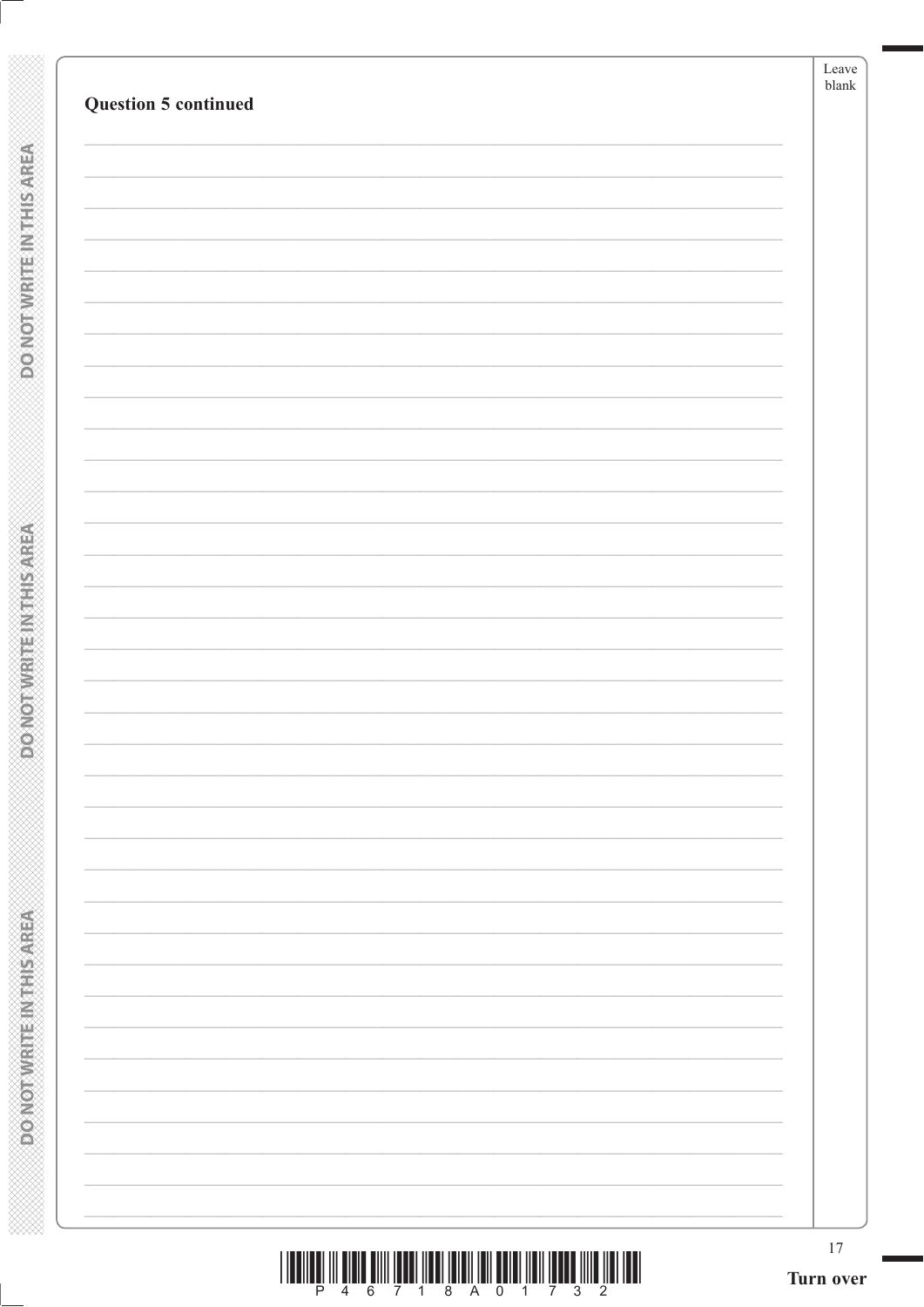**Question 5 continued**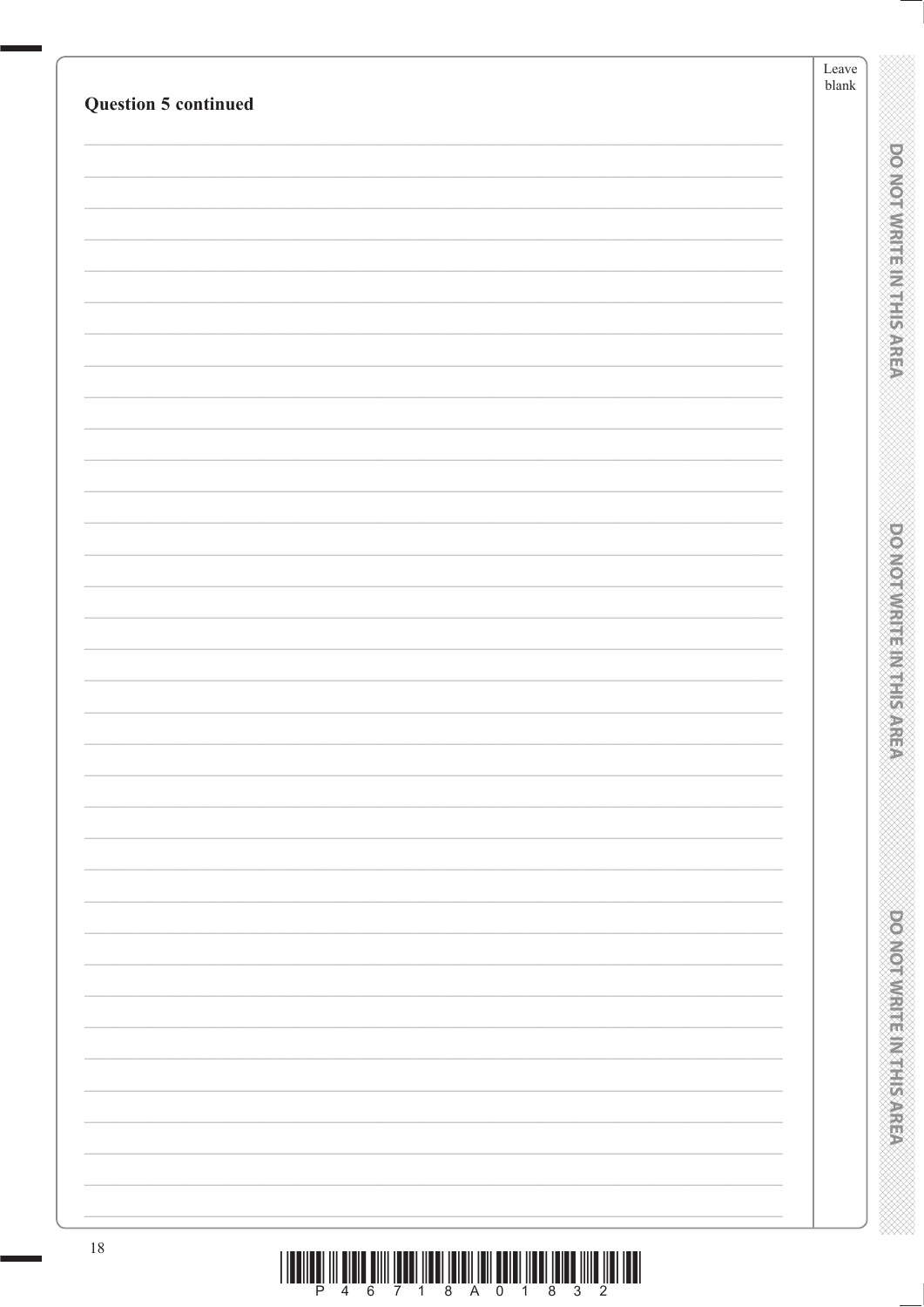**Question 5 continued**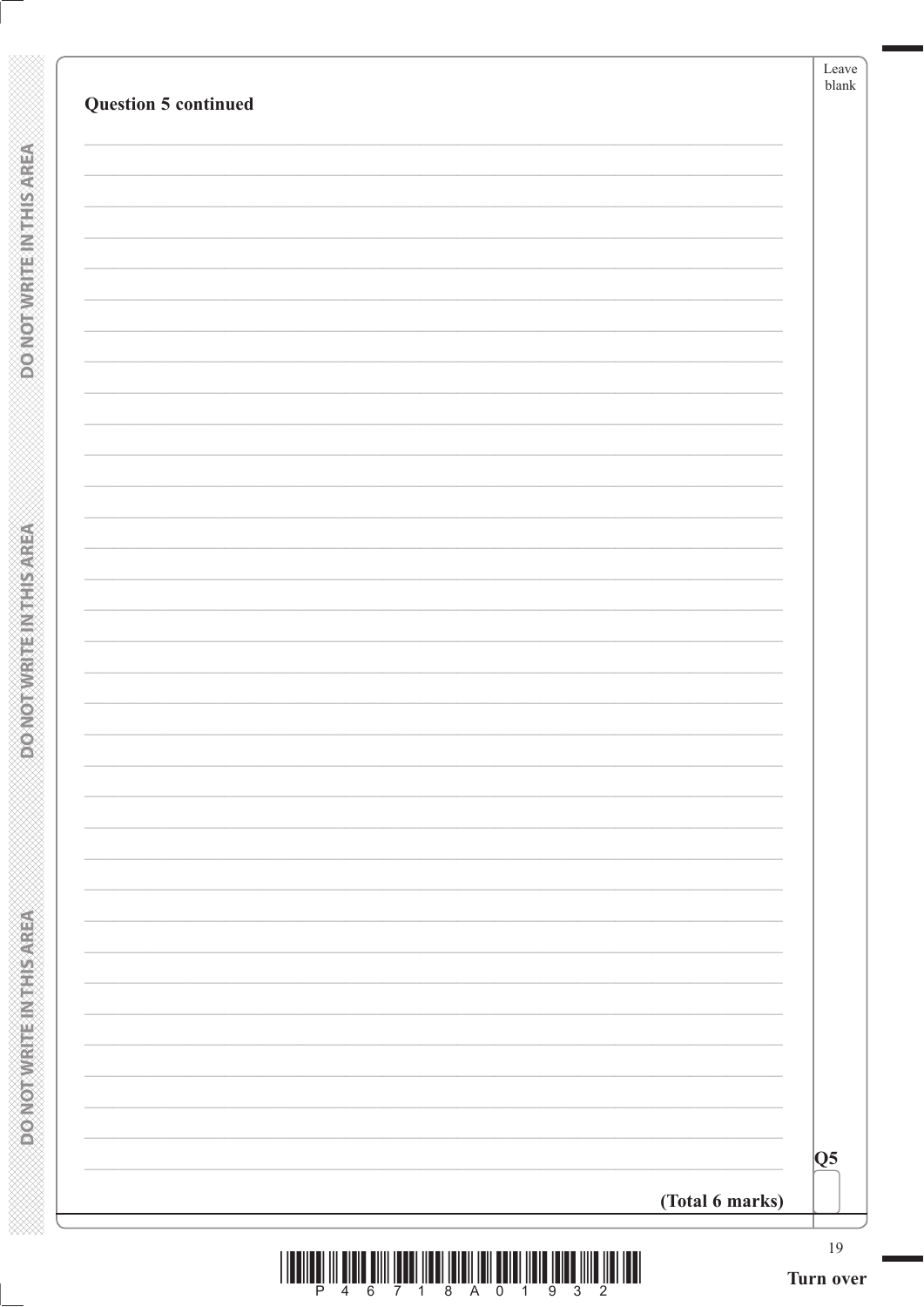**Question 5 continued**

**(Total 6 marks)**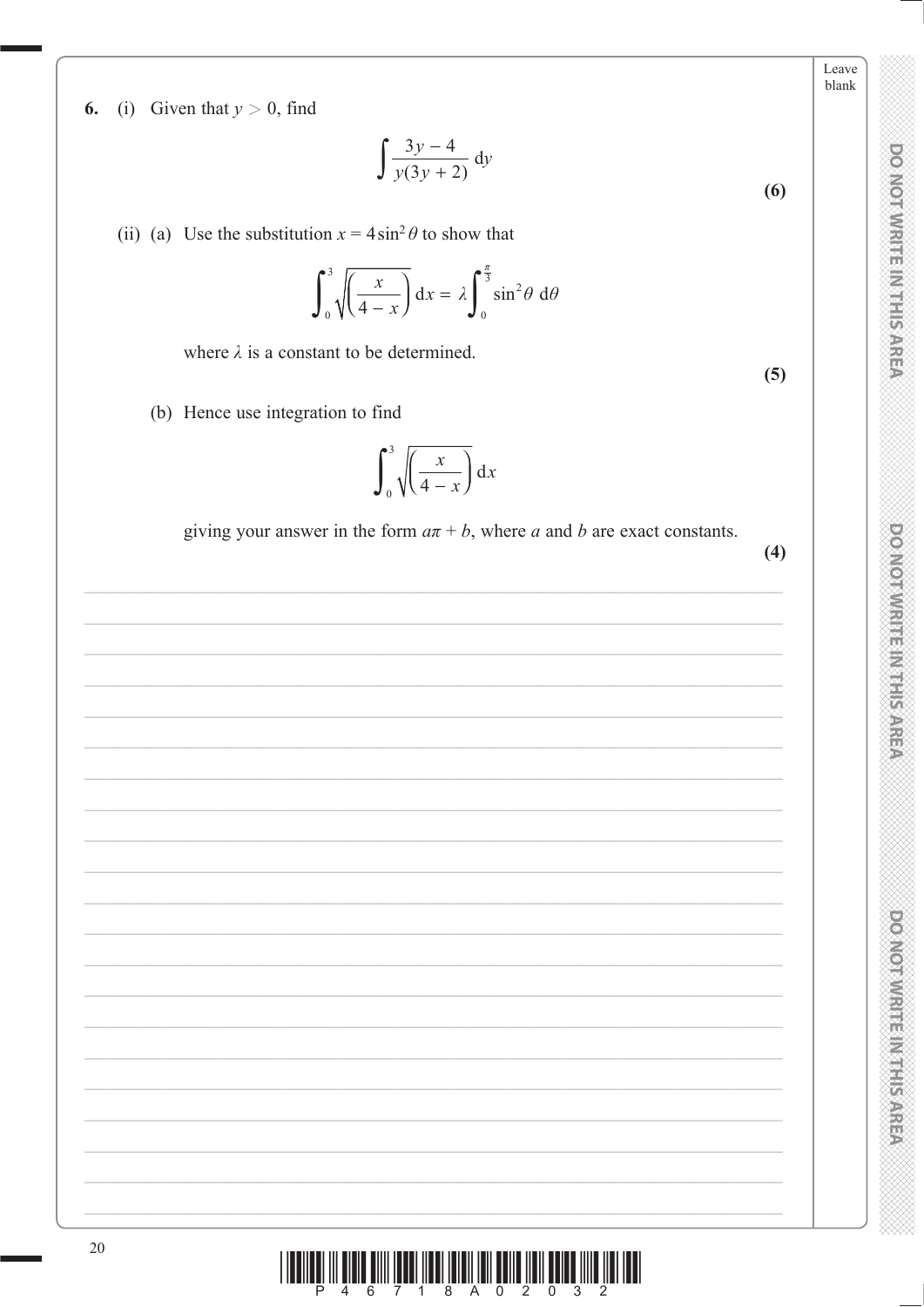**6.** (i) Given that $y > 0$, find

$$\int \frac{3y - 4}{y(3y + 2)} \, dy$$

**(6)**

(ii) (a) Use the substitution $x = 4\sin^2\theta$ to show that

$$\int_0^3 \sqrt{\left(\frac{x}{4 - x}\right)} \, dx = \lambda \int_0^{\frac{\pi}{3}} \sin^2\theta \, d\theta$$

where $\lambda$ is a constant to be determined.

**(5)**

(b) Hence use integration to find

$$\int_0^3 \sqrt{\left(\frac{x}{4 - x}\right)} \, dx$$

giving your answer in the form $a\pi + b$, where $a$ and $b$ are exact constants.

**(4)**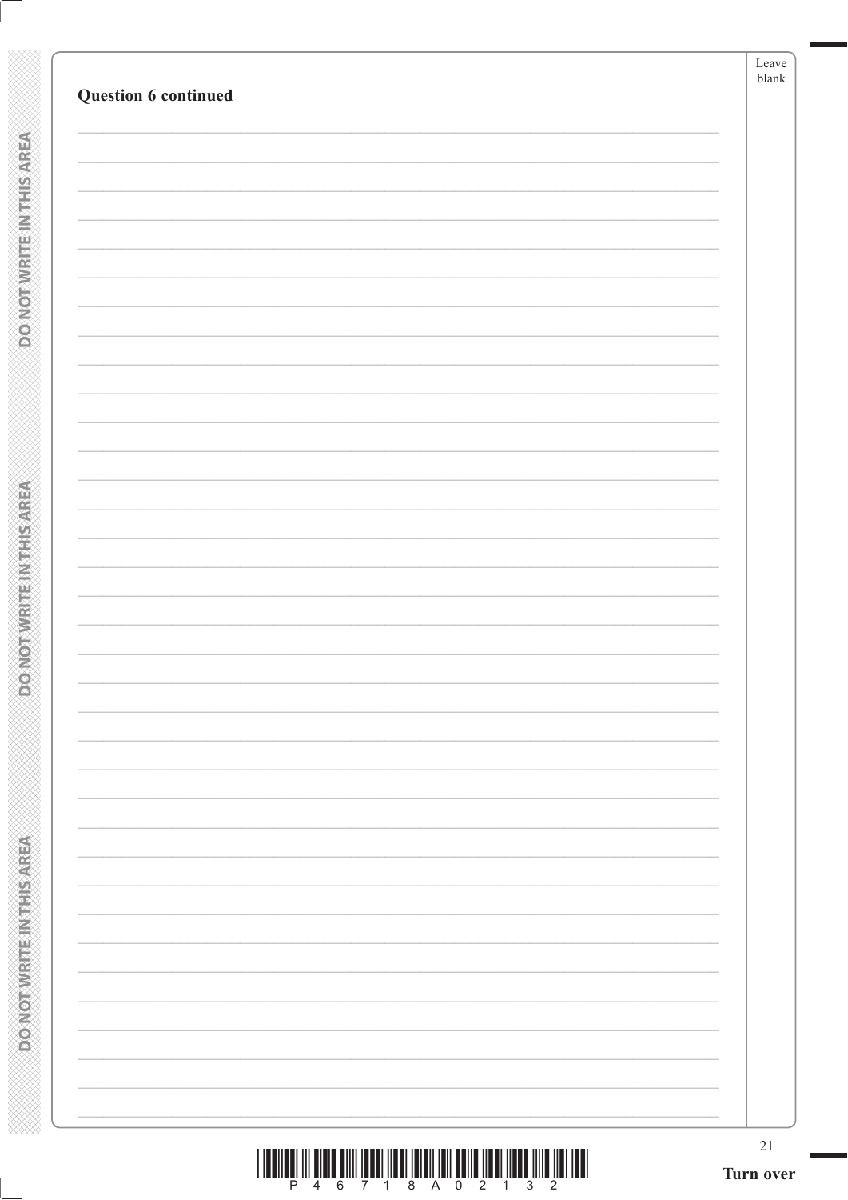**Question 6 continued**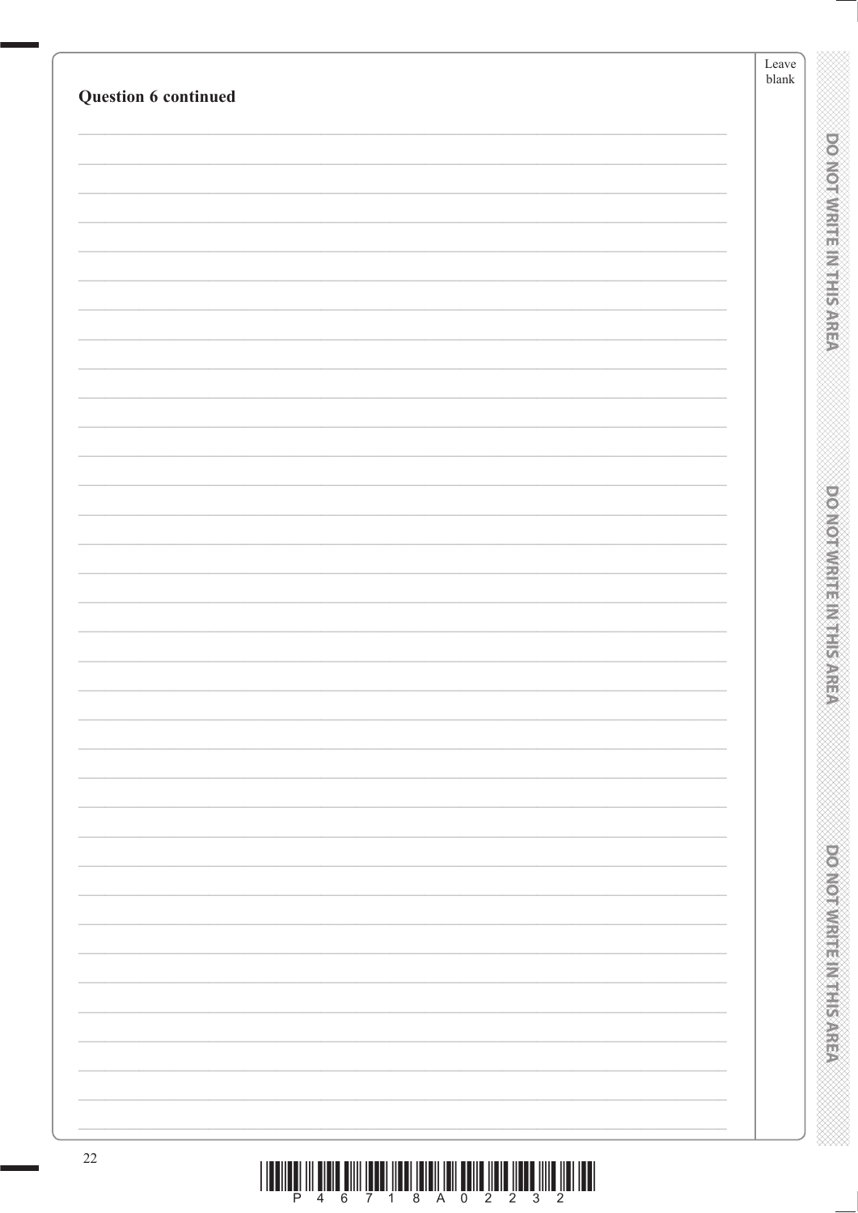**Question 6 continued**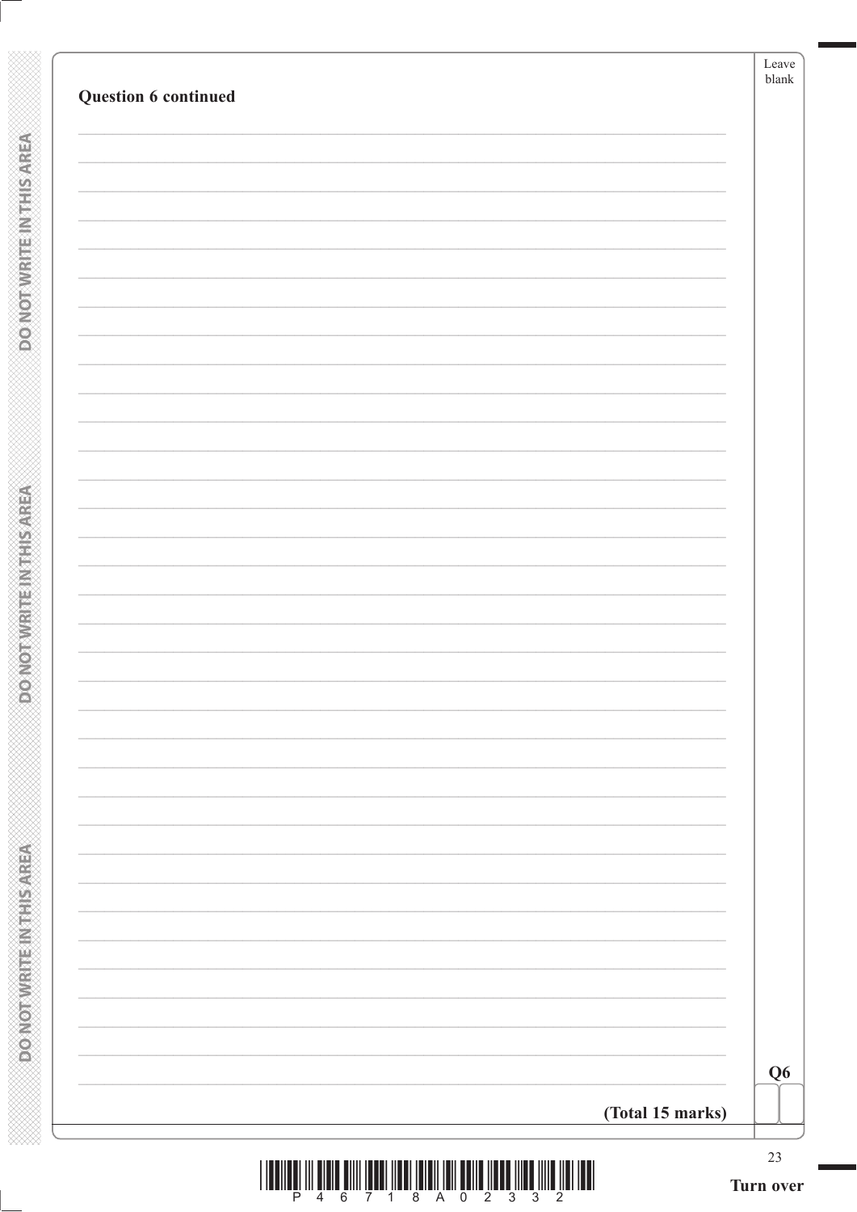**Question 6 continued**

**(Total 15 marks)**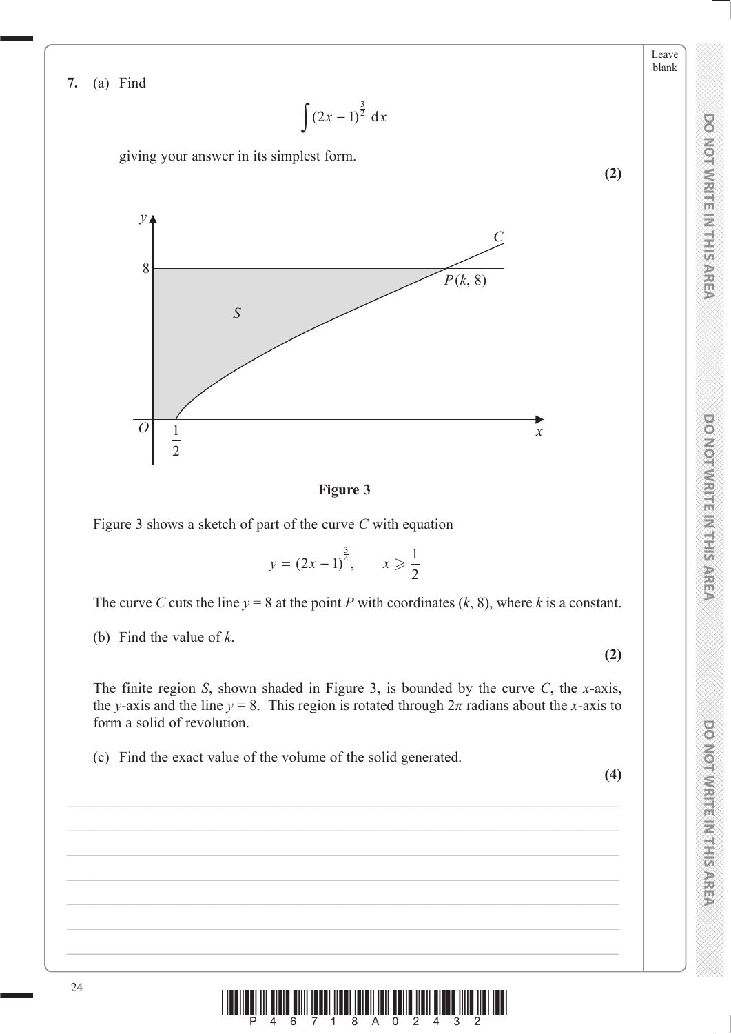**7.** (a) Find

$$\int (2x-1)^{\frac{3}{2}}\,\mathrm{d}x$$

giving your answer in its simplest form.

**(2)**

**Figure 3**

Figure 3 shows a sketch of part of the curve $C$ with equation

$$y = (2x-1)^{\frac{3}{4}}, \qquad x \geqslant \frac{1}{2}$$

The curve $C$ cuts the line $y = 8$ at the point $P$ with coordinates $(k, 8)$, where $k$ is a constant.

(b) Find the value of $k$.

**(2)**

The finite region $S$, shown shaded in Figure 3, is bounded by the curve $C$, the $x$-axis, the $y$-axis and the line $y = 8$. This region is rotated through $2\pi$ radians about the $x$-axis to form a solid of revolution.

(c) Find the exact value of the volume of the solid generated.

**(4)**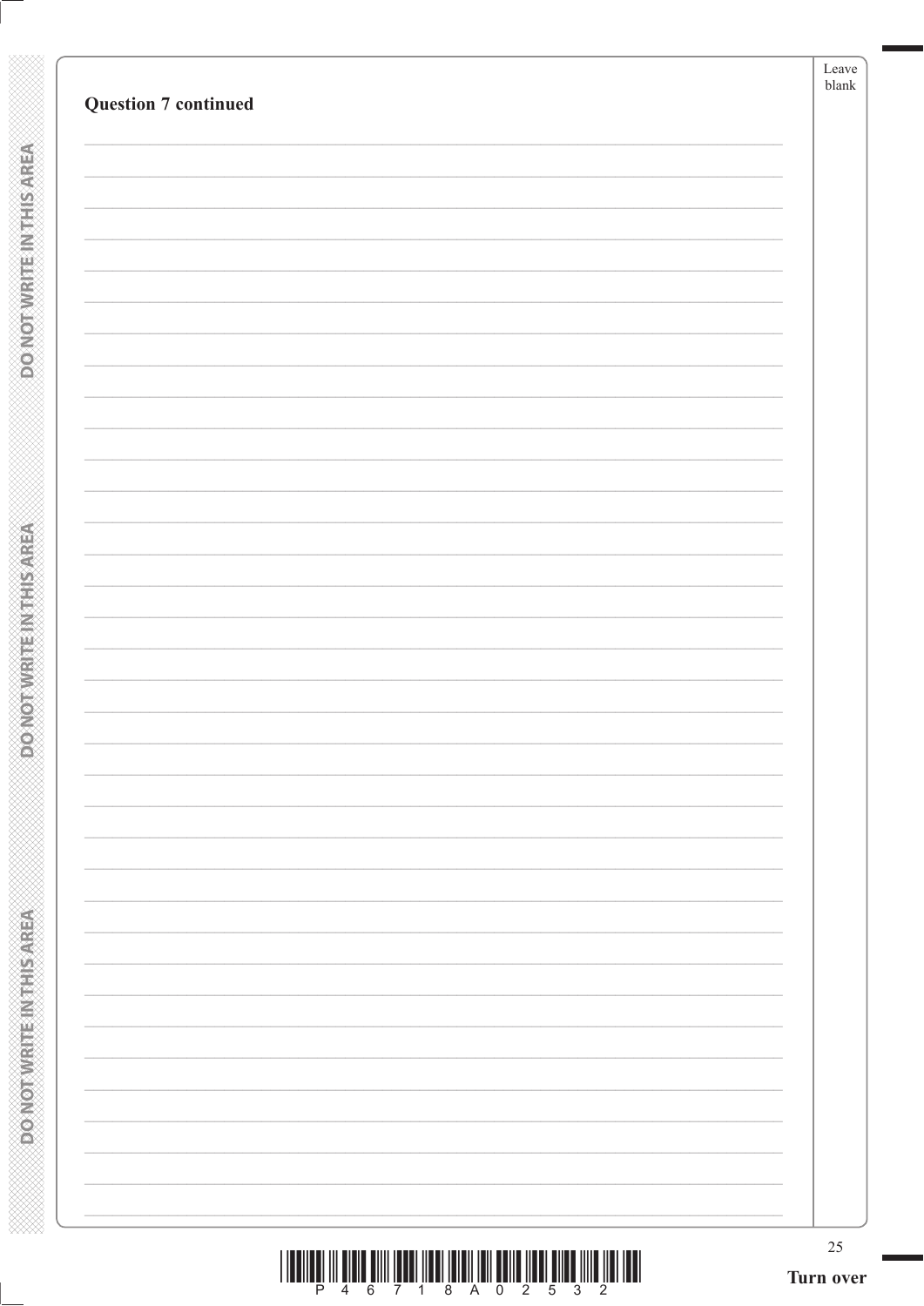**Question 7 continued**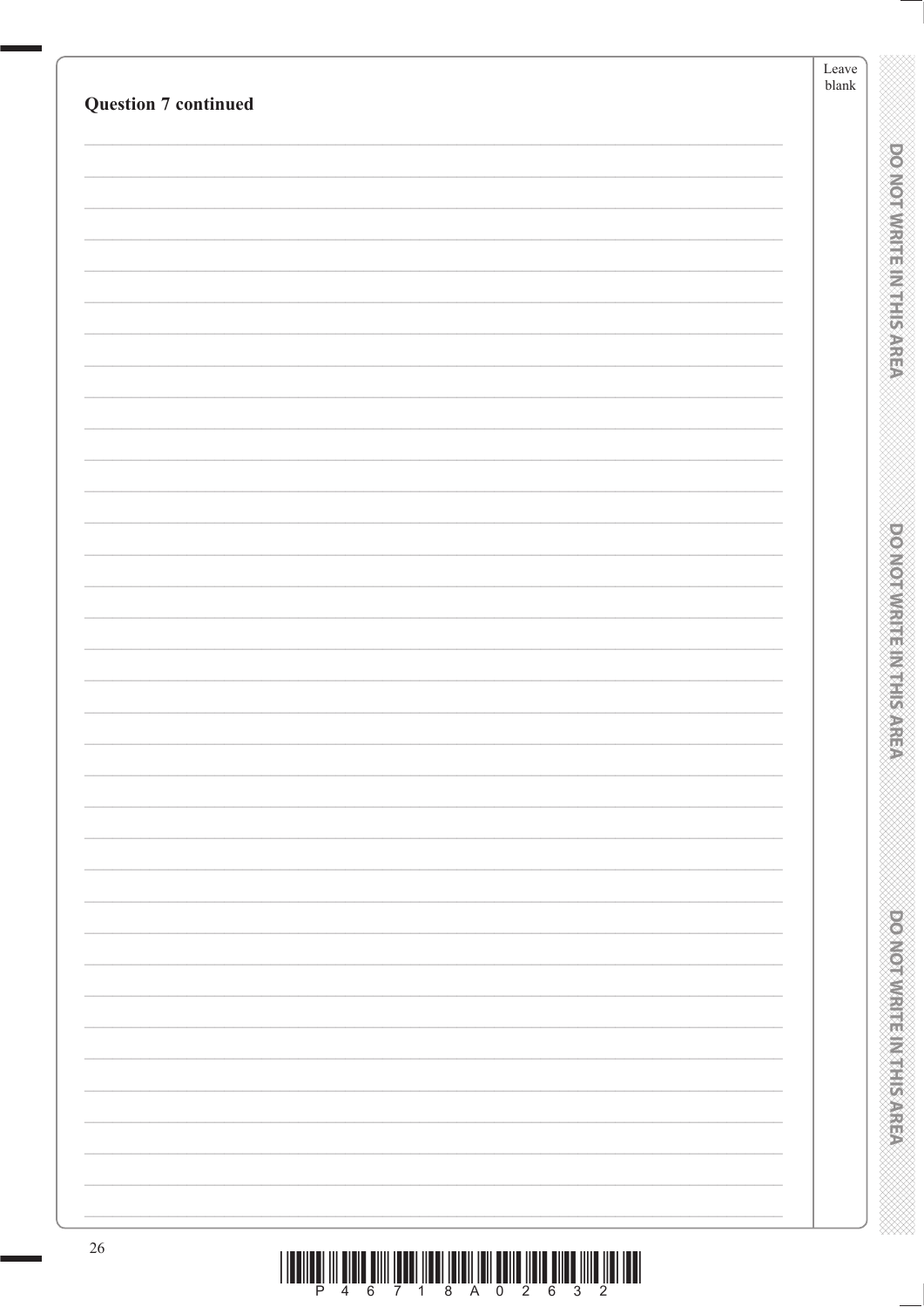**Question 7 continued**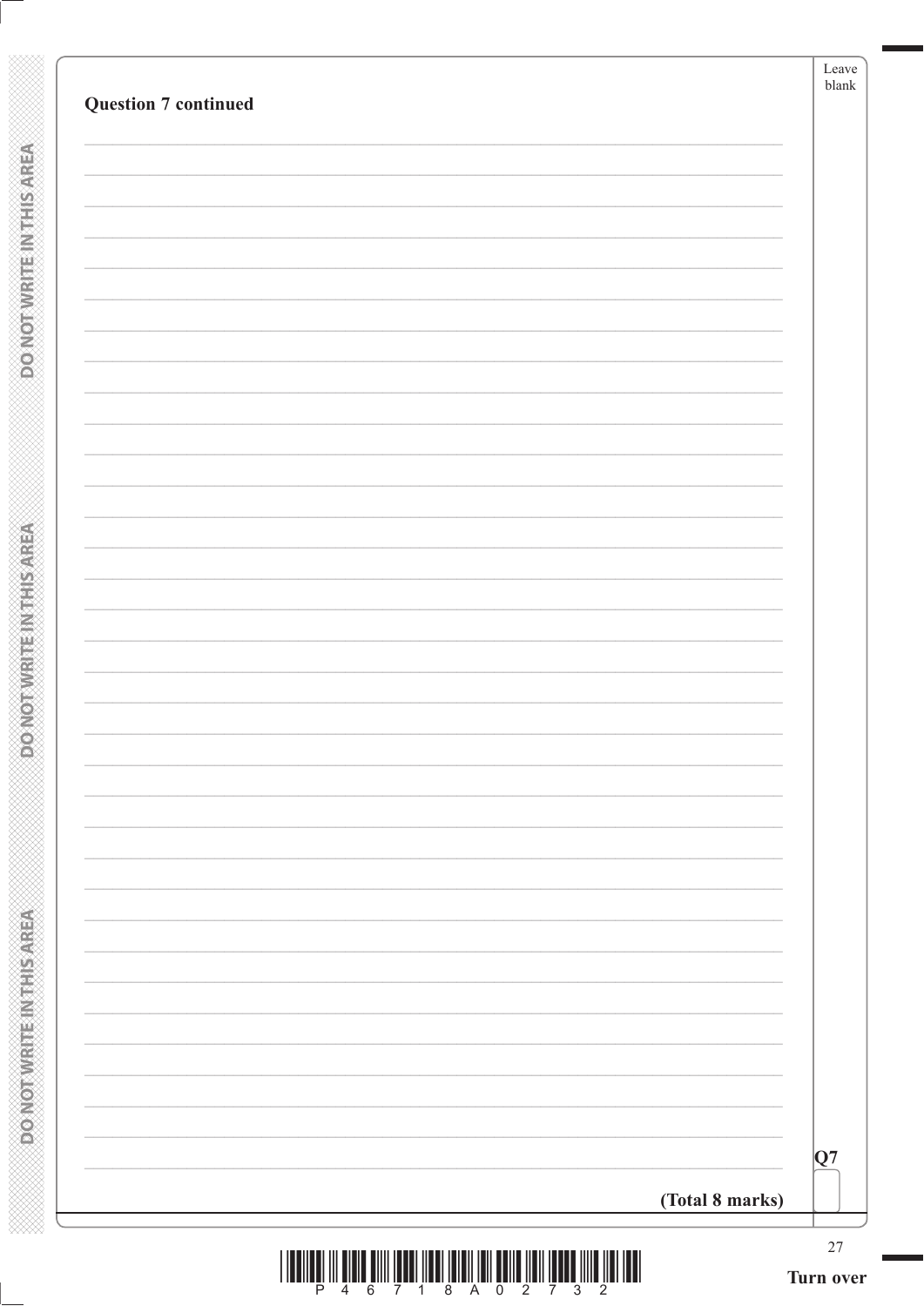**Question 7 continued**

**(Total 8 marks)**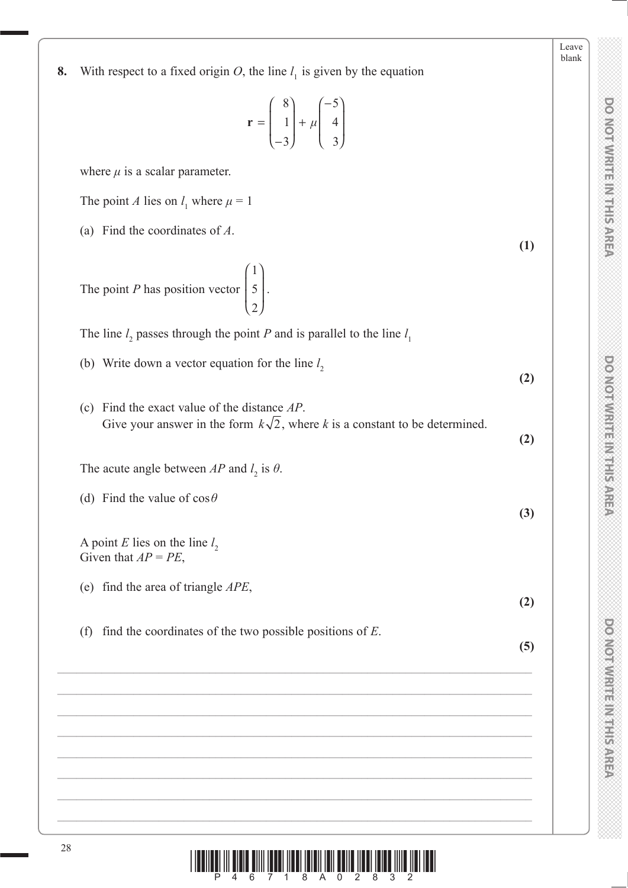**8.** With respect to a fixed origin $O$, the line $l_1$ is given by the equation

$$\mathbf{r} = \begin{pmatrix} 8 \\ 1 \\ -3 \end{pmatrix} + \mu \begin{pmatrix} -5 \\ 4 \\ 3 \end{pmatrix}$$

where $\mu$ is a scalar parameter.

The point $A$ lies on $l_1$ where $\mu = 1$

(a) Find the coordinates of $A$. **(1)**

The point $P$ has position vector $\begin{pmatrix} 1 \\ 5 \\ 2 \end{pmatrix}$.

The line $l_2$ passes through the point $P$ and is parallel to the line $l_1$

(b) Write down a vector equation for the line $l_2$ **(2)**

(c) Find the exact value of the distance $AP$.
Give your answer in the form $k\sqrt{2}$, where $k$ is a constant to be determined. **(2)**

The acute angle between $AP$ and $l_2$ is $\theta$.

(d) Find the value of $\cos\theta$ **(3)**

A point $E$ lies on the line $l_2$
Given that $AP = PE$,

(e) find the area of triangle $APE$, **(2)**

(f) find the coordinates of the two possible positions of $E$. **(5)**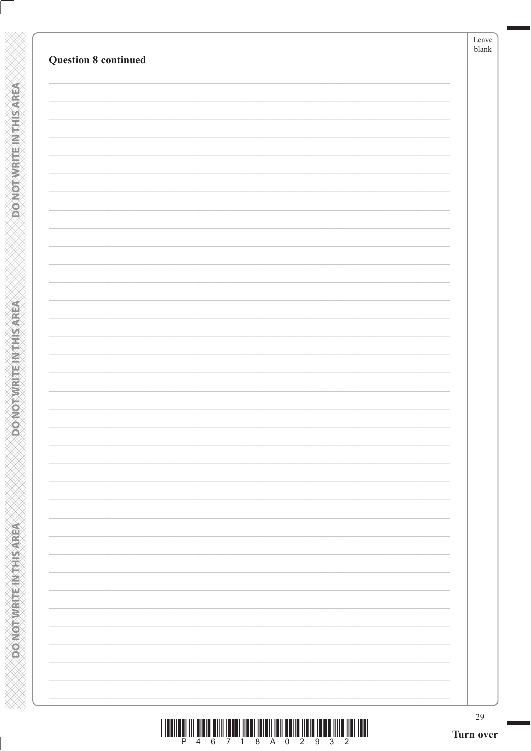**Question 8 continued**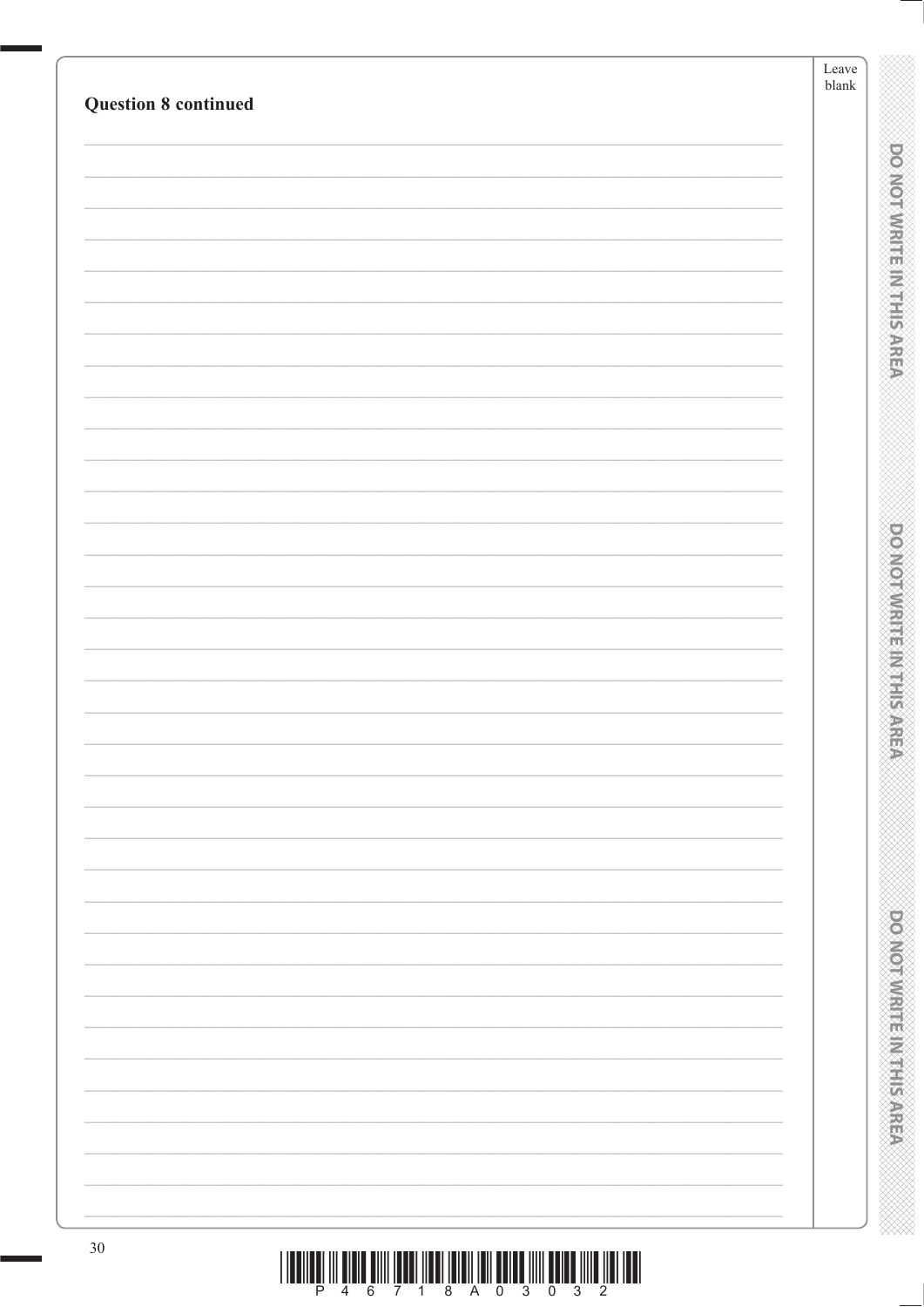**Question 8 continued**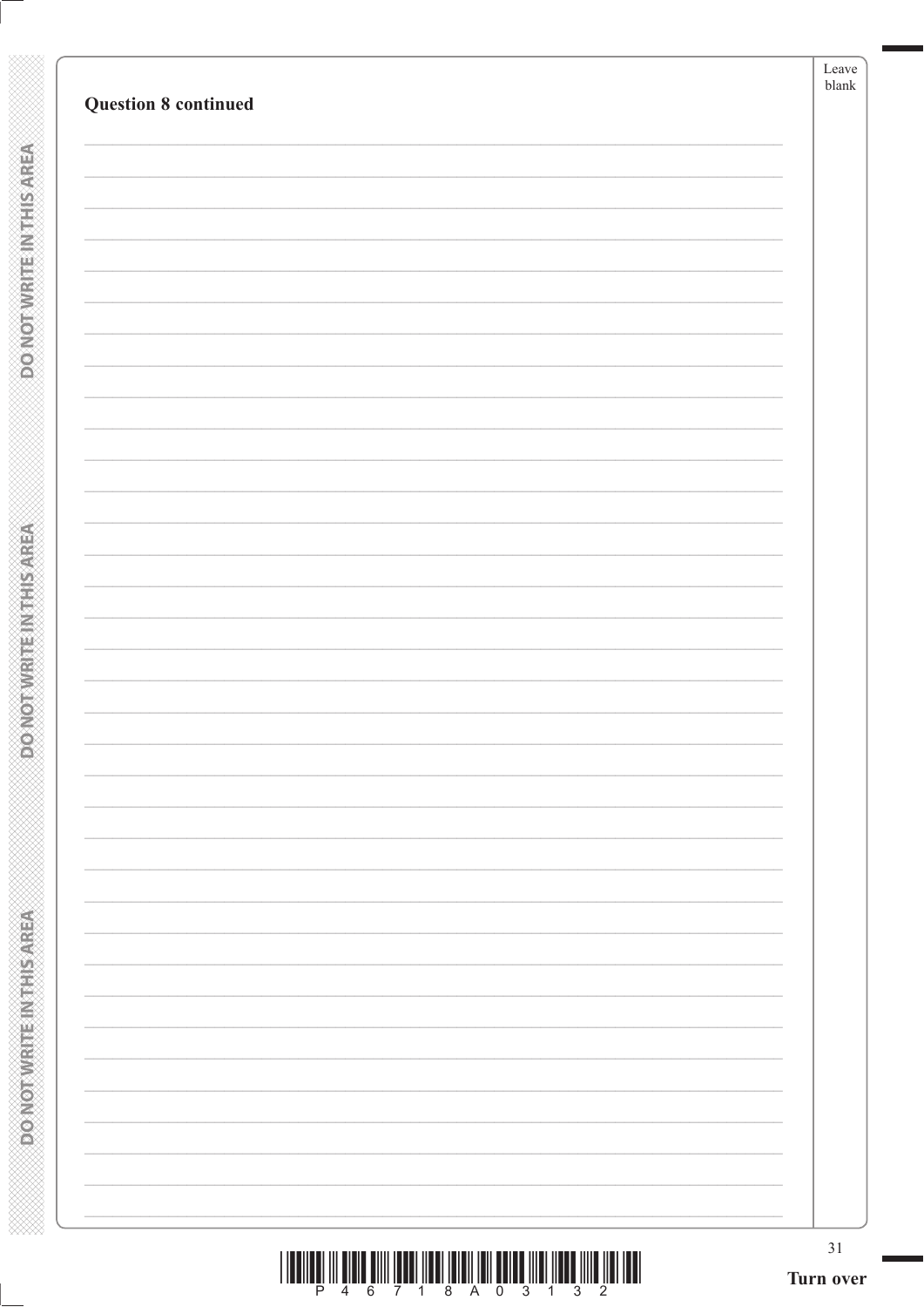**Question 8 continued**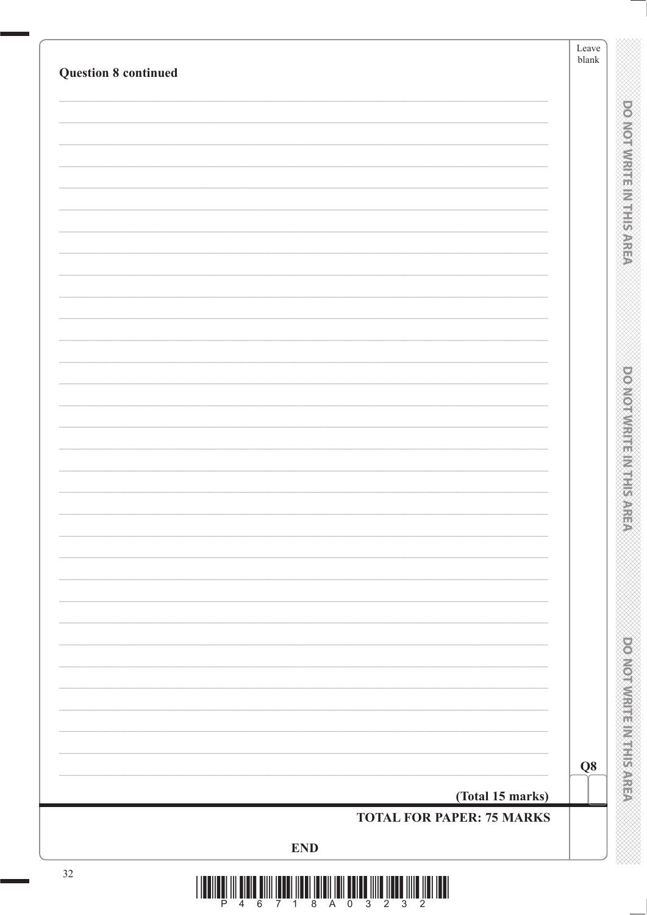**Question 8 continued**

(Total 15 marks)

**TOTAL FOR PAPER: 75 MARKS**

**END**